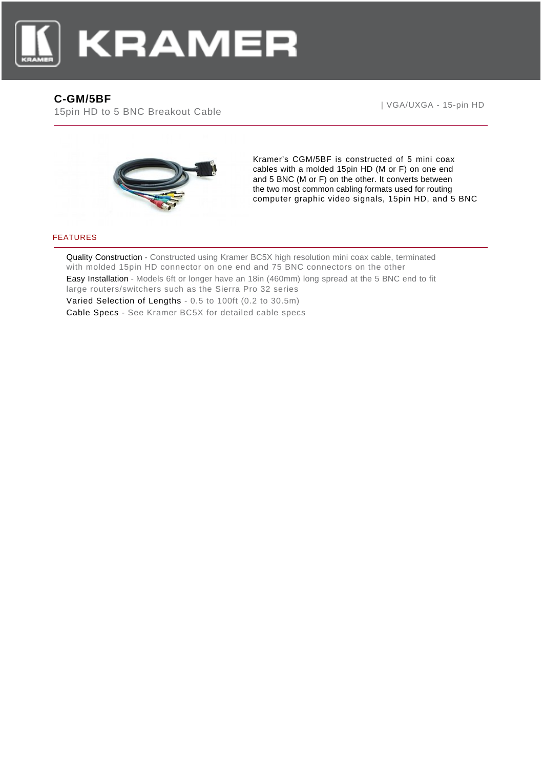# C-GM/5BF

15pin HD to 5 BNC Breakout Cable

| VGA/UXGA - 15-pin HD

Kramer's CGM/5BF is constructed of 5 mini coax cables with a molded 15pin HD (M or F) on one end and 5 BNC (M or F) on the other. It converts between the two most common cabling formats used for routing computer graphic video signals, 15pin HD, and 5 BNC

## FEATURES

- **Quality Construction** - Constructed using Kramer BC5X high resolution mini coax cable, terminated with molded 15pin HD connector on one end and 75 BNC connectors on the other
- **Easy Installation** - Models 6ft or longer have an 18in (460mm) long spread at the 5 BNC end to fit large routers/switchers such as the Sierra Pro 32 series
- **Varied Selection of Lengths** - 0.5 to 100ft (0.2 to 30.5m)
- **Cable Specs** - See Kramer BC5X for detailed cable specs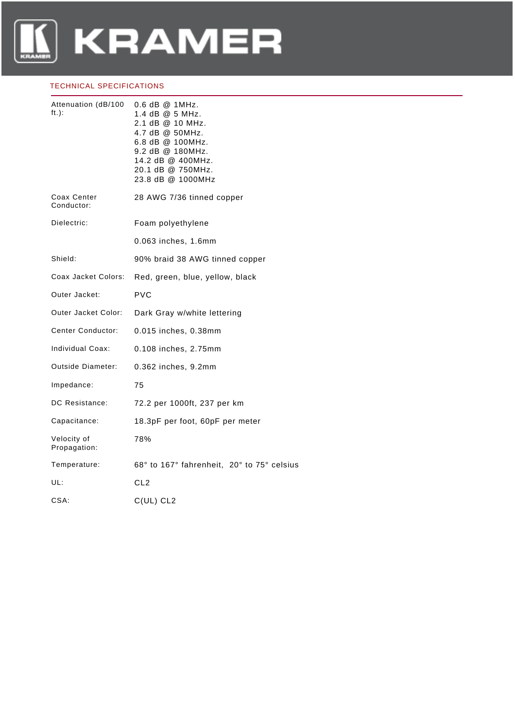## TECHNICAL SPECIFICATIONS

| | |
|---|---|
| Attenuation (dB/100 ft.): | 0.6 dB @ 1MHz.<br>1.4 dB @ 5 MHz.<br>2.1 dB @ 10 MHz.<br>4.7 dB @ 50MHz.<br>6.8 dB @ 100MHz.<br>9.2 dB @ 180MHz.<br>14.2 dB @ 400MHz.<br>20.1 dB @ 750MHz.<br>23.8 dB @ 1000MHz |
| Coax Center Conductor: | 28 AWG 7/36 tinned copper |
| Dielectric: | Foam polyethylene |
| | 0.063 inches, 1.6mm |
| Shield: | 90% braid 38 AWG tinned copper |
| Coax Jacket Colors: | Red, green, blue, yellow, black |
| Outer Jacket: | PVC |
| Outer Jacket Color: | Dark Gray w/white lettering |
| Center Conductor: | 0.015 inches, 0.38mm |
| Individual Coax: | 0.108 inches, 2.75mm |
| Outside Diameter: | 0.362 inches, 9.2mm |
| Impedance: | 75 |
| DC Resistance: | 72.2 per 1000ft, 237 per km |
| Capacitance: | 18.3pF per foot, 60pF per meter |
| Velocity of Propagation: | 78% |
| Temperature: | 68° to 167° fahrenheit, 20° to 75° celsius |
| UL: | CL2 |
| CSA: | C(UL) CL2 |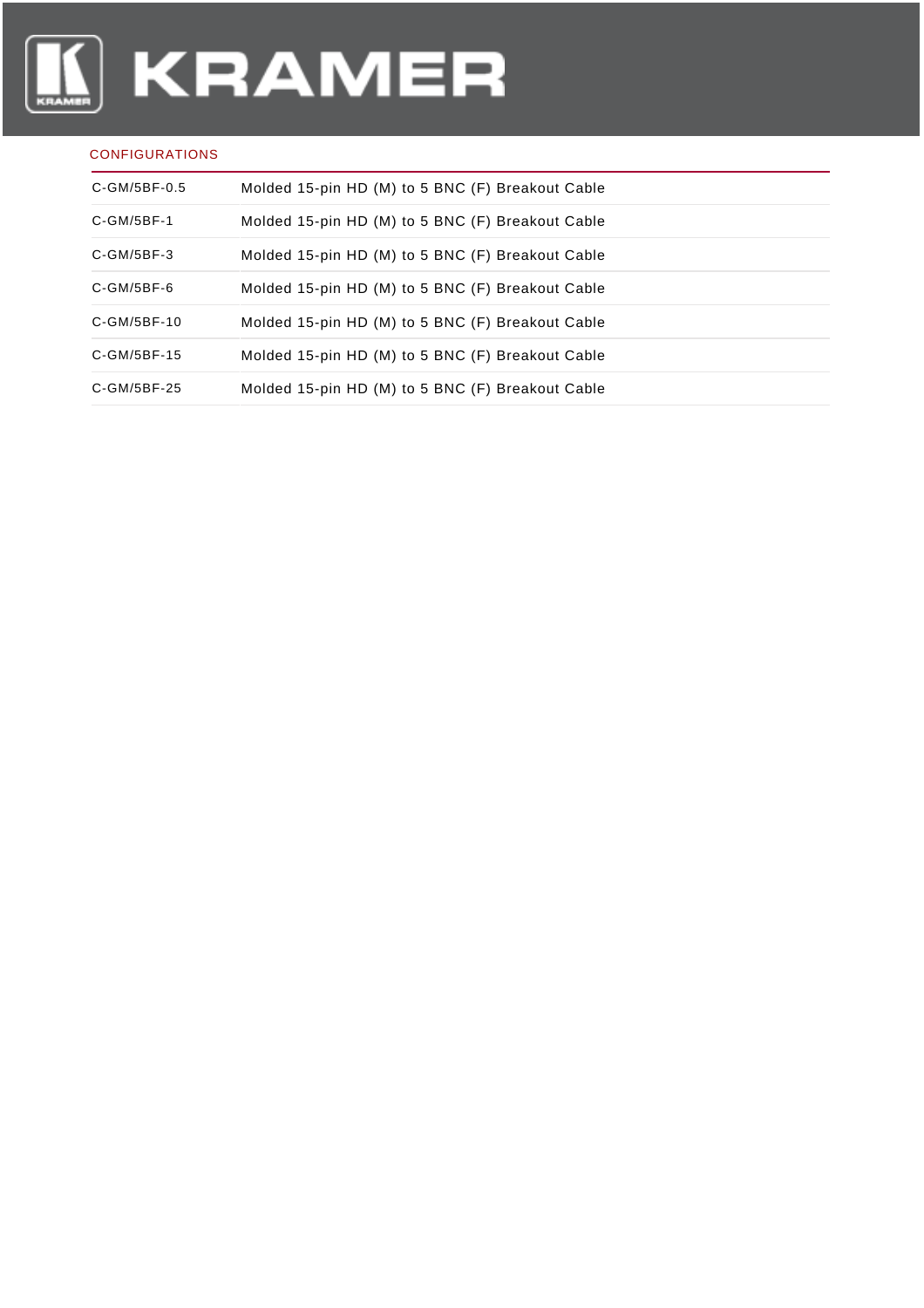## CONFIGURATIONS

| | |
|---|---|
| C-GM/5BF-0.5 | Molded 15-pin HD (M) to 5 BNC (F) Breakout Cable |
| C-GM/5BF-1 | Molded 15-pin HD (M) to 5 BNC (F) Breakout Cable |
| C-GM/5BF-3 | Molded 15-pin HD (M) to 5 BNC (F) Breakout Cable |
| C-GM/5BF-6 | Molded 15-pin HD (M) to 5 BNC (F) Breakout Cable |
| C-GM/5BF-10 | Molded 15-pin HD (M) to 5 BNC (F) Breakout Cable |
| C-GM/5BF-15 | Molded 15-pin HD (M) to 5 BNC (F) Breakout Cable |
| C-GM/5BF-25 | Molded 15-pin HD (M) to 5 BNC (F) Breakout Cable |